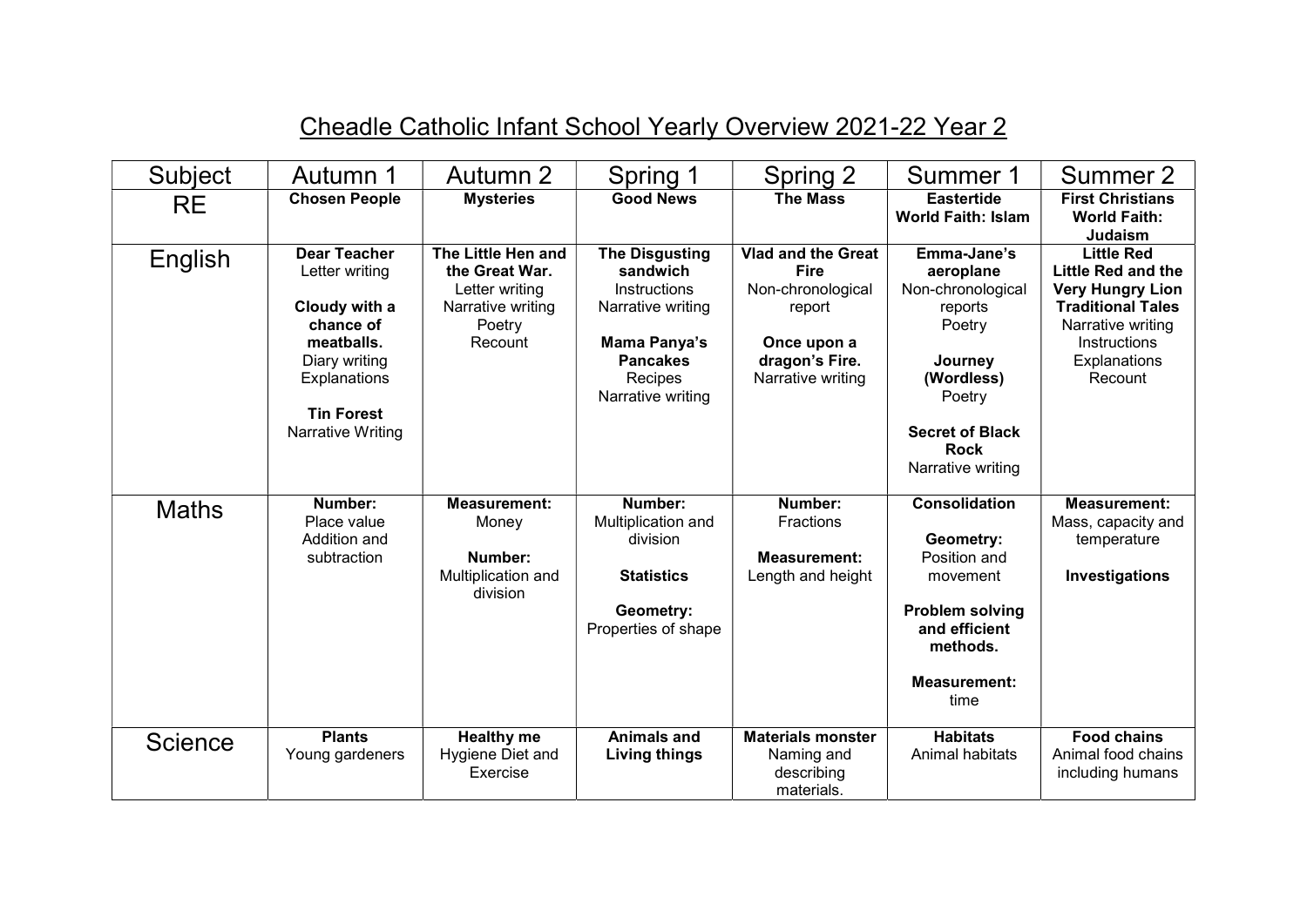# Cheadle Catholic Infant School Yearly Overview 2021-22 Year 2

| Subject | Autumn 1 | Autumn 2 | Spring 1 | Spring 2 | Summer 1 | Summer 2 |
|---|---|---|---|---|---|---|
| RE | **Chosen People** | **Mysteries** | **Good News** | **The Mass** | **Eastertide**<br>**World Faith: Islam** | **First Christians**<br>**World Faith: Judaism** |
| English | **Dear Teacher**<br>Letter writing<br><br>**Cloudy with a chance of meatballs.**<br>Diary writing<br>Explanations<br><br>**Tin Forest**<br>Narrative Writing | **The Little Hen and the Great War.**<br>Letter writing<br>Narrative writing<br>Poetry<br>Recount | **The Disgusting sandwich**<br>Instructions<br>Narrative writing<br><br>**Mama Panya's Pancakes**<br>Recipes<br>Narrative writing | **Vlad and the Great Fire**<br>Non-chronological report<br><br>**Once upon a dragon's Fire.**<br>Narrative writing | **Emma-Jane's aeroplane**<br>Non-chronological reports<br>Poetry<br><br>**Journey (Wordless)**<br>Poetry<br><br>**Secret of Black Rock**<br>Narrative writing | **Little Red**<br>**Little Red and the Very Hungry Lion**<br>**Traditional Tales**<br>Narrative writing<br>Instructions<br>Explanations<br>Recount |
| Maths | **Number:**<br>Place value<br>Addition and subtraction | **Measurement:**<br>Money<br><br>**Number:**<br>Multiplication and division | **Number:**<br>Multiplication and division<br><br>**Statistics**<br><br>**Geometry:**<br>Properties of shape | **Number:**<br>Fractions<br><br>**Measurement:**<br>Length and height | **Consolidation**<br><br>**Geometry:**<br>Position and movement<br><br>**Problem solving and efficient methods.**<br><br>**Measurement:**<br>time | **Measurement:**<br>Mass, capacity and temperature<br><br>**Investigations** |
| Science | **Plants**<br>Young gardeners | **Healthy me**<br>Hygiene Diet and Exercise | **Animals and Living things** | **Materials monster**<br>Naming and describing materials. | **Habitats**<br>Animal habitats | **Food chains**<br>Animal food chains including humans |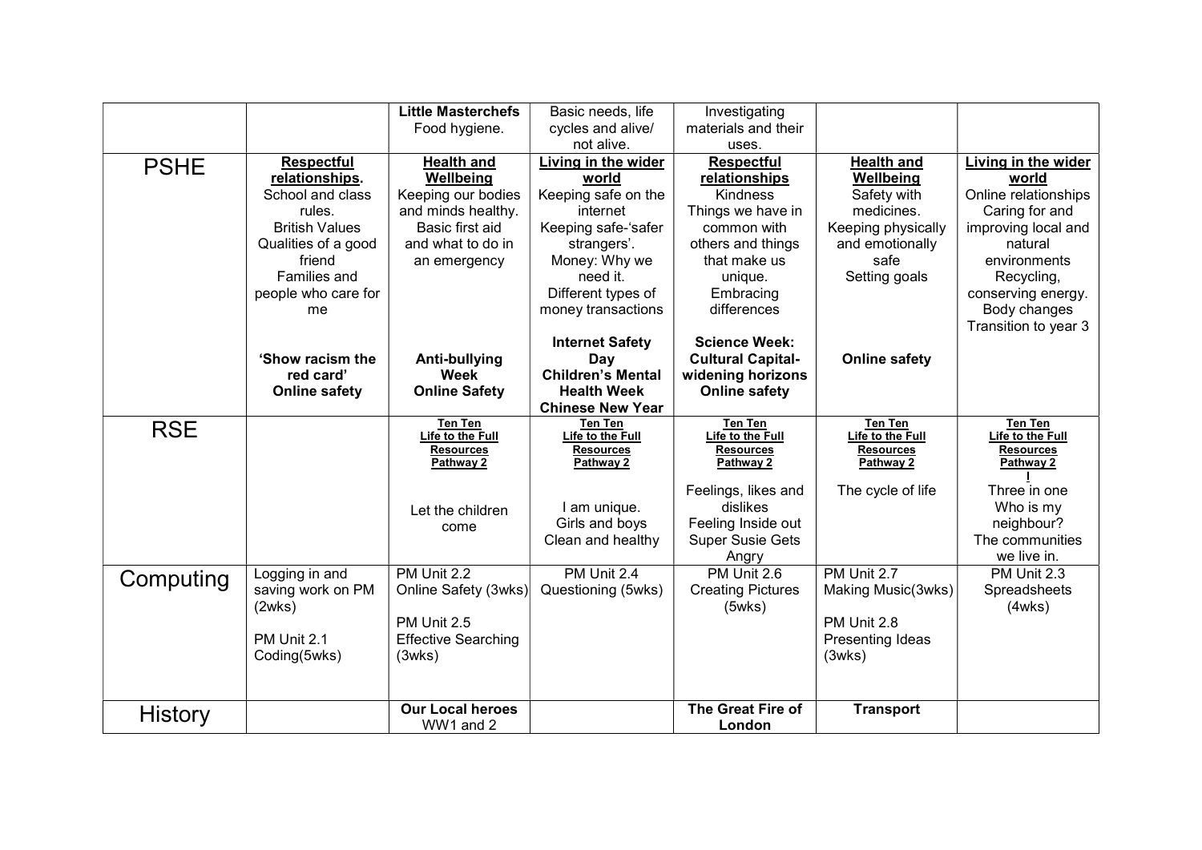| | | | | | | |
|---|---|---|---|---|---|---|
| | | **Little Masterchefs** Food hygiene. | Basic needs, life cycles and alive/ not alive. | Investigating materials and their uses. | | |
| PSHE | **Respectful relationships.** School and class rules. British Values Qualities of a good friend Families and people who care for me<br><br>**'Show racism the red card' Online safety** | **Health and Wellbeing** Keeping our bodies and minds healthy. Basic first aid and what to do in an emergency<br><br>**Anti-bullying Week Online Safety** | **Living in the wider world** Keeping safe on the internet Keeping safe-'safer strangers'. Money: Why we need it. Different types of money transactions<br><br>**Internet Safety Day Children's Mental Health Week Chinese New Year** | **Respectful relationships** Kindness Things we have in common with others and things that make us unique. Embracing differences<br><br>**Science Week: Cultural Capital- widening horizons Online safety** | **Health and Wellbeing** Safety with medicines. Keeping physically and emotionally safe Setting goals<br><br>**Online safety** | **Living in the wider world** Online relationships Caring for and improving local and natural environments Recycling, conserving energy. Body changes Transition to year 3 |
| RSE | | **Ten Ten Life to the Full Resources Pathway 2**<br><br>Let the children come | **Ten Ten Life to the Full Resources Pathway 2**<br><br>I am unique. Girls and boys Clean and healthy | **Ten Ten Life to the Full Resources Pathway 2**<br><br>Feelings, likes and dislikes Feeling Inside out Super Susie Gets Angry | **Ten Ten Life to the Full Resources Pathway 2**<br><br>The cycle of life | **Ten Ten Life to the Full Resources Pathway 2 !**<br><br>Three in one Who is my neighbour? The communities we live in. |
| Computing | Logging in and saving work on PM (2wks)<br><br>PM Unit 2.1 Coding(5wks) | PM Unit 2.2 Online Safety (3wks)<br><br>PM Unit 2.5 Effective Searching (3wks) | PM Unit 2.4 Questioning (5wks) | PM Unit 2.6 Creating Pictures (5wks) | PM Unit 2.7 Making Music(3wks)<br><br>PM Unit 2.8 Presenting Ideas (3wks) | PM Unit 2.3 Spreadsheets (4wks) |
| History | | **Our Local heroes** WW1 and 2 | | **The Great Fire of London** | **Transport** | |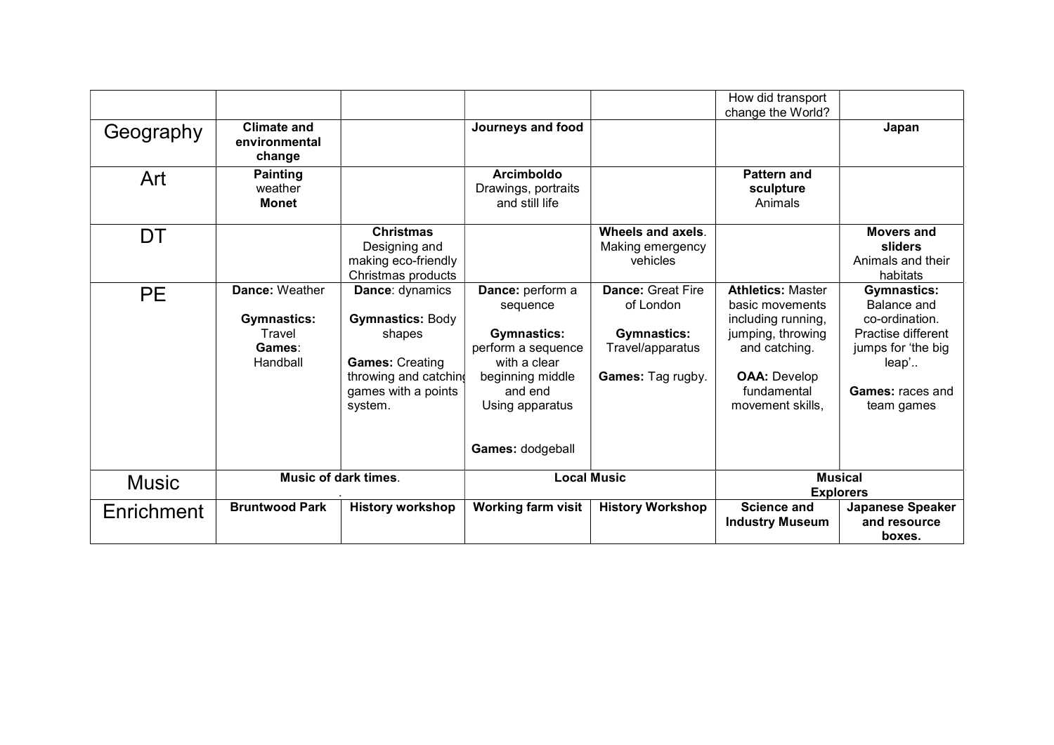| | | | | | | |
|---|---|---|---|---|---|---|
| | | | | | How did transport change the World? | |
| Geography | **Climate and environmental change** | | **Journeys and food** | | | **Japan** |
| Art | **Painting** weather **Monet** | | **Arcimboldo** Drawings, portraits and still life | | **Pattern and sculpture** Animals | |
| DT | | **Christmas** Designing and making eco-friendly Christmas products | | **Wheels and axels**. Making emergency vehicles | | **Movers and sliders** Animals and their habitats |
| PE | **Dance:** Weather<br><br>**Gymnastics:** Travel **Games**: Handball | **Dance**: dynamics<br><br>**Gymnastics:** Body shapes<br><br>**Games:** Creating throwing and catching games with a points system. | **Dance:** perform a sequence<br><br>**Gymnastics:** perform a sequence with a clear beginning middle and end Using apparatus<br><br>**Games:** dodgeball | **Dance:** Great Fire of London<br><br>**Gymnastics:** Travel/apparatus<br><br>**Games:** Tag rugby. | **Athletics:** Master basic movements including running, jumping, throwing and catching.<br><br>**OAA:** Develop fundamental movement skills, | **Gymnastics:** Balance and co-ordination. Practise different jumps for 'the big leap'..<br><br>**Games:** races and team games |
| Music | **Music of dark times**. . | | **Local Music** | | **Musical Explorers** | |
| Enrichment | **Bruntwood Park** | **History workshop** | **Working farm visit** | **History Workshop** | **Science and Industry Museum** | **Japanese Speaker and resource boxes.** |